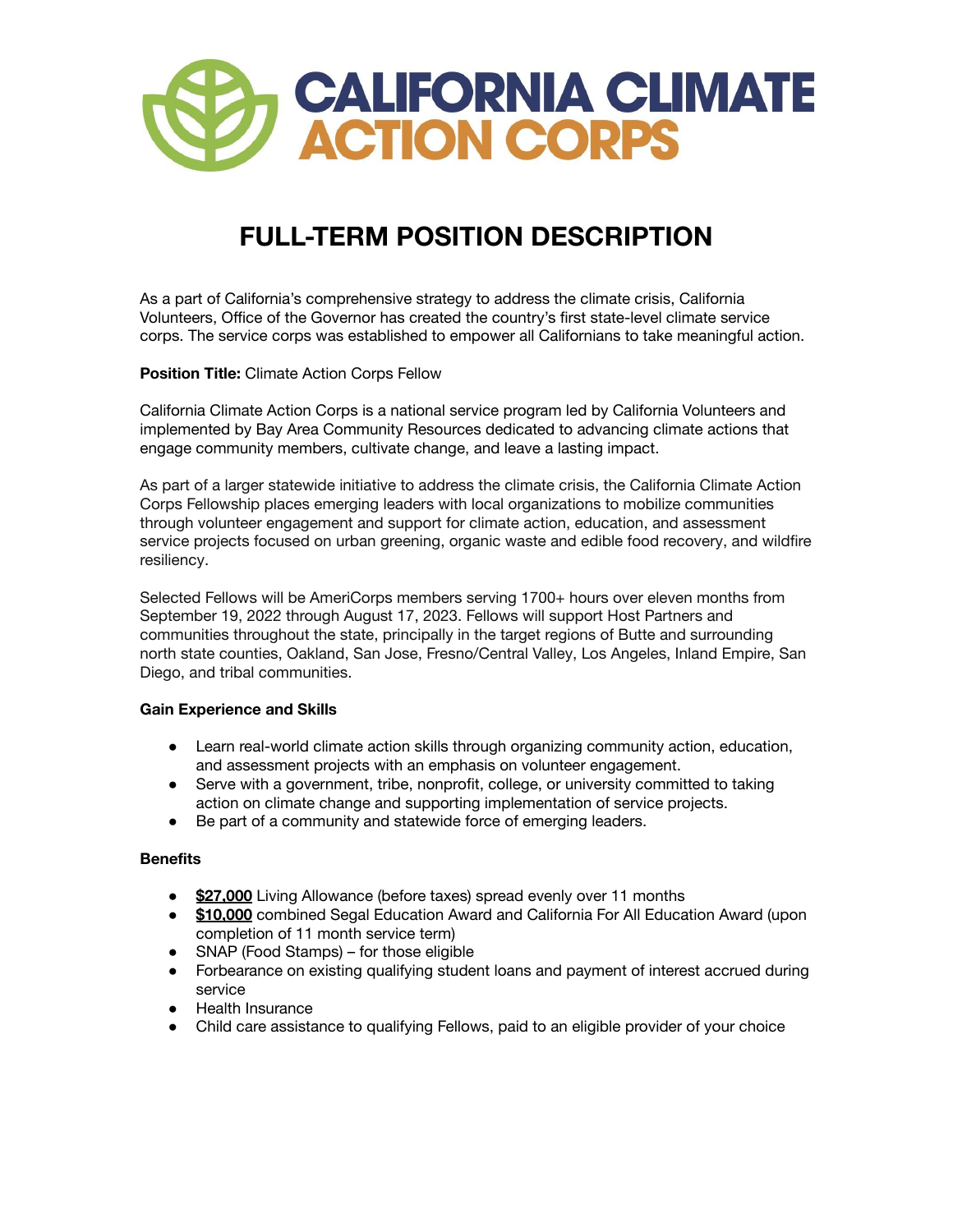# CALIFORNIA CLIMATE ACTION CORPS

## FULL-TERM POSITION DESCRIPTION

As a part of California's comprehensive strategy to address the climate crisis, California Volunteers, Office of the Governor has created the country's first state-level climate service corps. The service corps was established to empower all Californians to take meaningful action.

**Position Title:** Climate Action Corps Fellow

California Climate Action Corps is a national service program led by California Volunteers and implemented by Bay Area Community Resources dedicated to advancing climate actions that engage community members, cultivate change, and leave a lasting impact.

As part of a larger statewide initiative to address the climate crisis, the California Climate Action Corps Fellowship places emerging leaders with local organizations to mobilize communities through volunteer engagement and support for climate action, education, and assessment service projects focused on urban greening, organic waste and edible food recovery, and wildfire resiliency.

Selected Fellows will be AmeriCorps members serving 1700+ hours over eleven months from September 19, 2022 through August 17, 2023. Fellows will support Host Partners and communities throughout the state, principally in the target regions of Butte and surrounding north state counties, Oakland, San Jose, Fresno/Central Valley, Los Angeles, Inland Empire, San Diego, and tribal communities.

### Gain Experience and Skills

- Learn real-world climate action skills through organizing community action, education, and assessment projects with an emphasis on volunteer engagement.
- Serve with a government, tribe, nonprofit, college, or university committed to taking action on climate change and supporting implementation of service projects.
- Be part of a community and statewide force of emerging leaders.

### Benefits

- **$27,000** Living Allowance (before taxes) spread evenly over 11 months
- **$10,000** combined Segal Education Award and California For All Education Award (upon completion of 11 month service term)
- SNAP (Food Stamps) – for those eligible
- Forbearance on existing qualifying student loans and payment of interest accrued during service
- Health Insurance
- Child care assistance to qualifying Fellows, paid to an eligible provider of your choice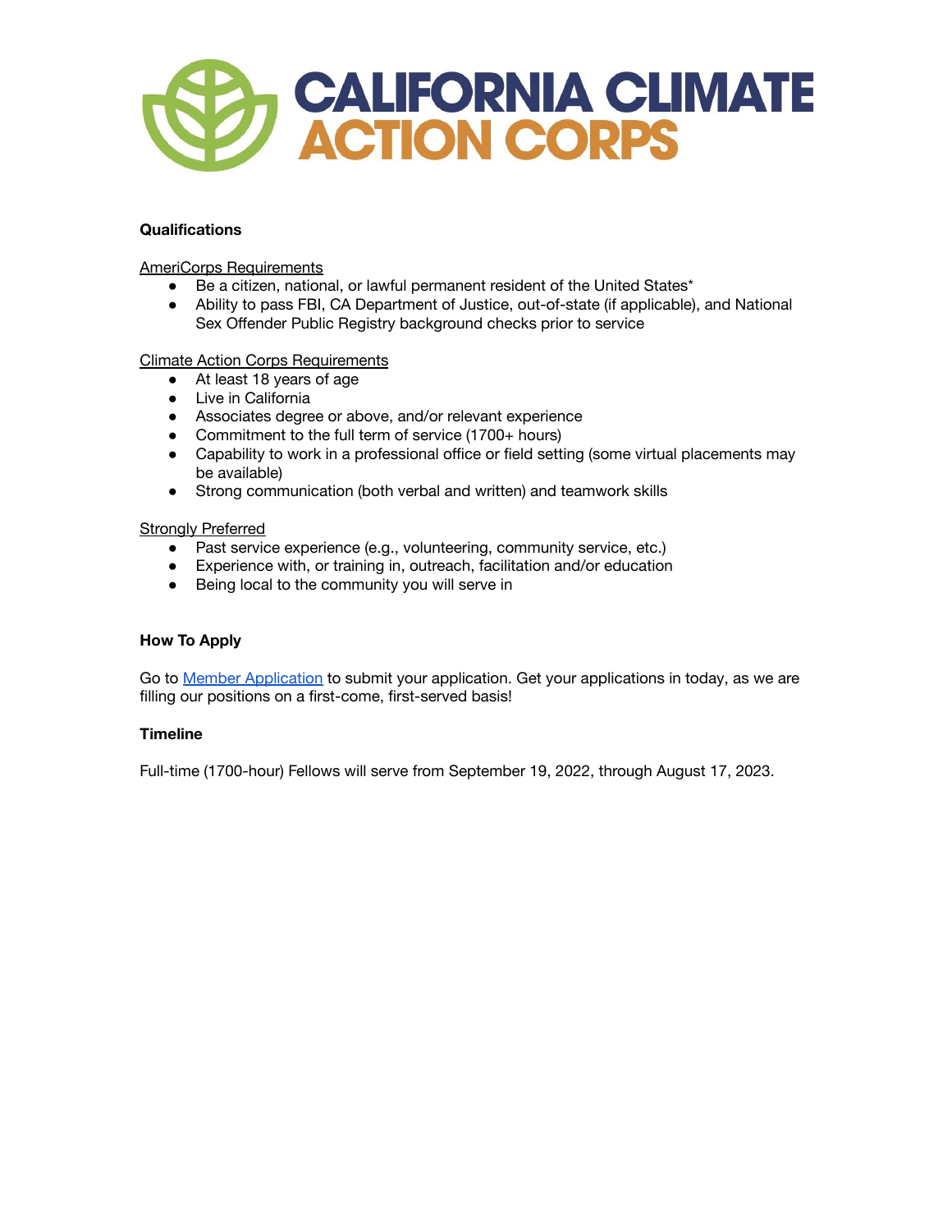CALIFORNIA CLIMATE ACTION CORPS

**Qualifications**

AmeriCorps Requirements

- Be a citizen, national, or lawful permanent resident of the United States*
- Ability to pass FBI, CA Department of Justice, out-of-state (if applicable), and National Sex Offender Public Registry background checks prior to service

Climate Action Corps Requirements

- At least 18 years of age
- Live in California
- Associates degree or above, and/or relevant experience
- Commitment to the full term of service (1700+ hours)
- Capability to work in a professional office or field setting (some virtual placements may be available)
- Strong communication (both verbal and written) and teamwork skills

Strongly Preferred

- Past service experience (e.g., volunteering, community service, etc.)
- Experience with, or training in, outreach, facilitation and/or education
- Being local to the community you will serve in

**How To Apply**

Go to Member Application to submit your application. Get your applications in today, as we are filling our positions on a first-come, first-served basis!

**Timeline**

Full-time (1700-hour) Fellows will serve from September 19, 2022, through August 17, 2023.